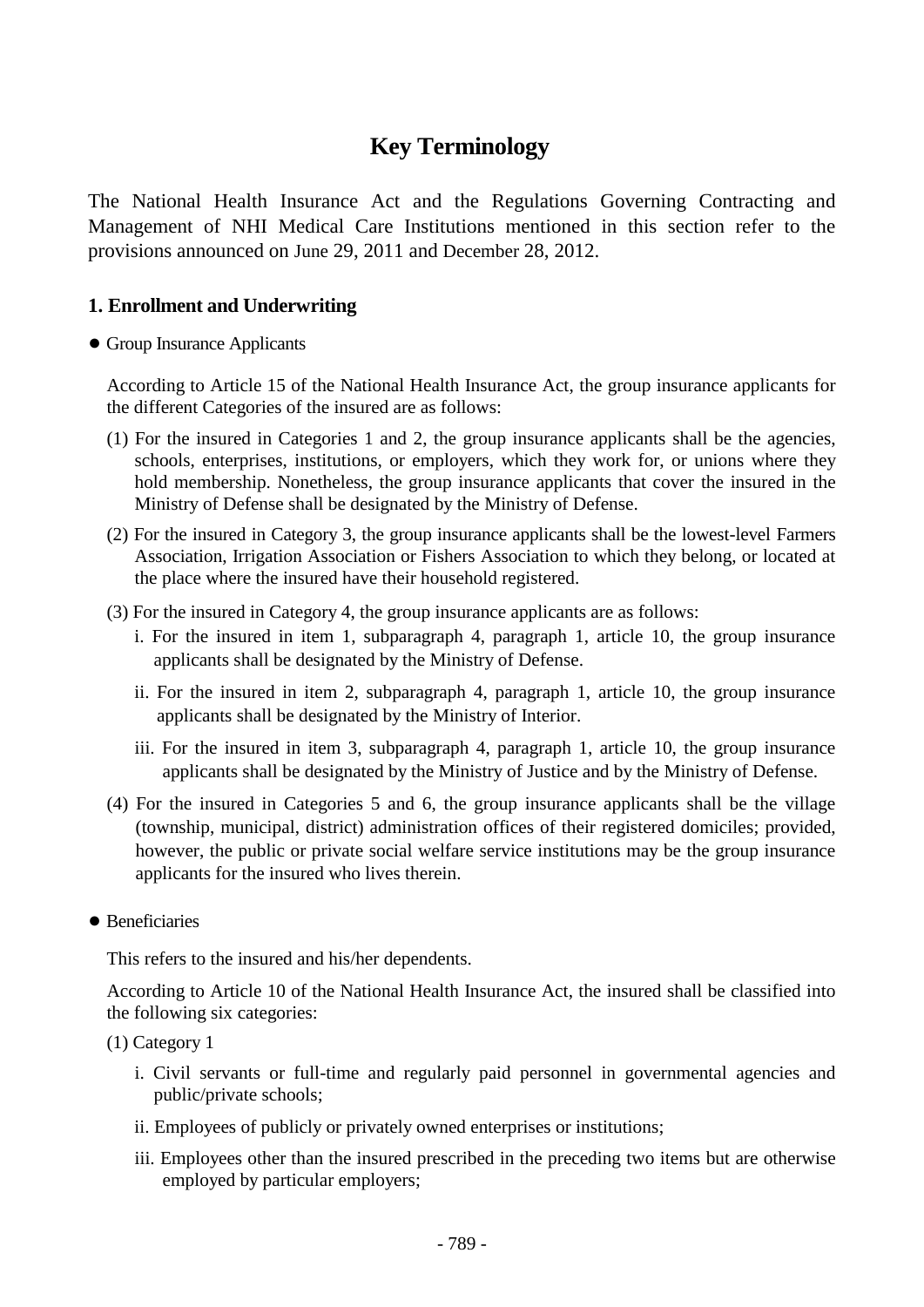# Key Terminology

The National Health Insurance Act and the Regulations Governing Contracting and Management of NHI Medical Care Institutions mentioned in this section refer to the provisions announced on June 29, 2011 and December 28, 2012.

## 1. Enrollment and Underwriting

- Group Insurance Applicants

According to Article 15 of the National Health Insurance Act, the group insurance applicants for the different Categories of the insured are as follows:

(1) For the insured in Categories 1 and 2, the group insurance applicants shall be the agencies, schools, enterprises, institutions, or employers, which they work for, or unions where they hold membership. Nonetheless, the group insurance applicants that cover the insured in the Ministry of Defense shall be designated by the Ministry of Defense.

(2) For the insured in Category 3, the group insurance applicants shall be the lowest-level Farmers Association, Irrigation Association or Fishers Association to which they belong, or located at the place where the insured have their household registered.

(3) For the insured in Category 4, the group insurance applicants are as follows:

i. For the insured in item 1, subparagraph 4, paragraph 1, article 10, the group insurance applicants shall be designated by the Ministry of Defense.

ii. For the insured in item 2, subparagraph 4, paragraph 1, article 10, the group insurance applicants shall be designated by the Ministry of Interior.

iii. For the insured in item 3, subparagraph 4, paragraph 1, article 10, the group insurance applicants shall be designated by the Ministry of Justice and by the Ministry of Defense.

(4) For the insured in Categories 5 and 6, the group insurance applicants shall be the village (township, municipal, district) administration offices of their registered domiciles; provided, however, the public or private social welfare service institutions may be the group insurance applicants for the insured who lives therein.

- Beneficiaries

This refers to the insured and his/her dependents.

According to Article 10 of the National Health Insurance Act, the insured shall be classified into the following six categories:

(1) Category 1

i. Civil servants or full-time and regularly paid personnel in governmental agencies and public/private schools;

ii. Employees of publicly or privately owned enterprises or institutions;

iii. Employees other than the insured prescribed in the preceding two items but are otherwise employed by particular employers;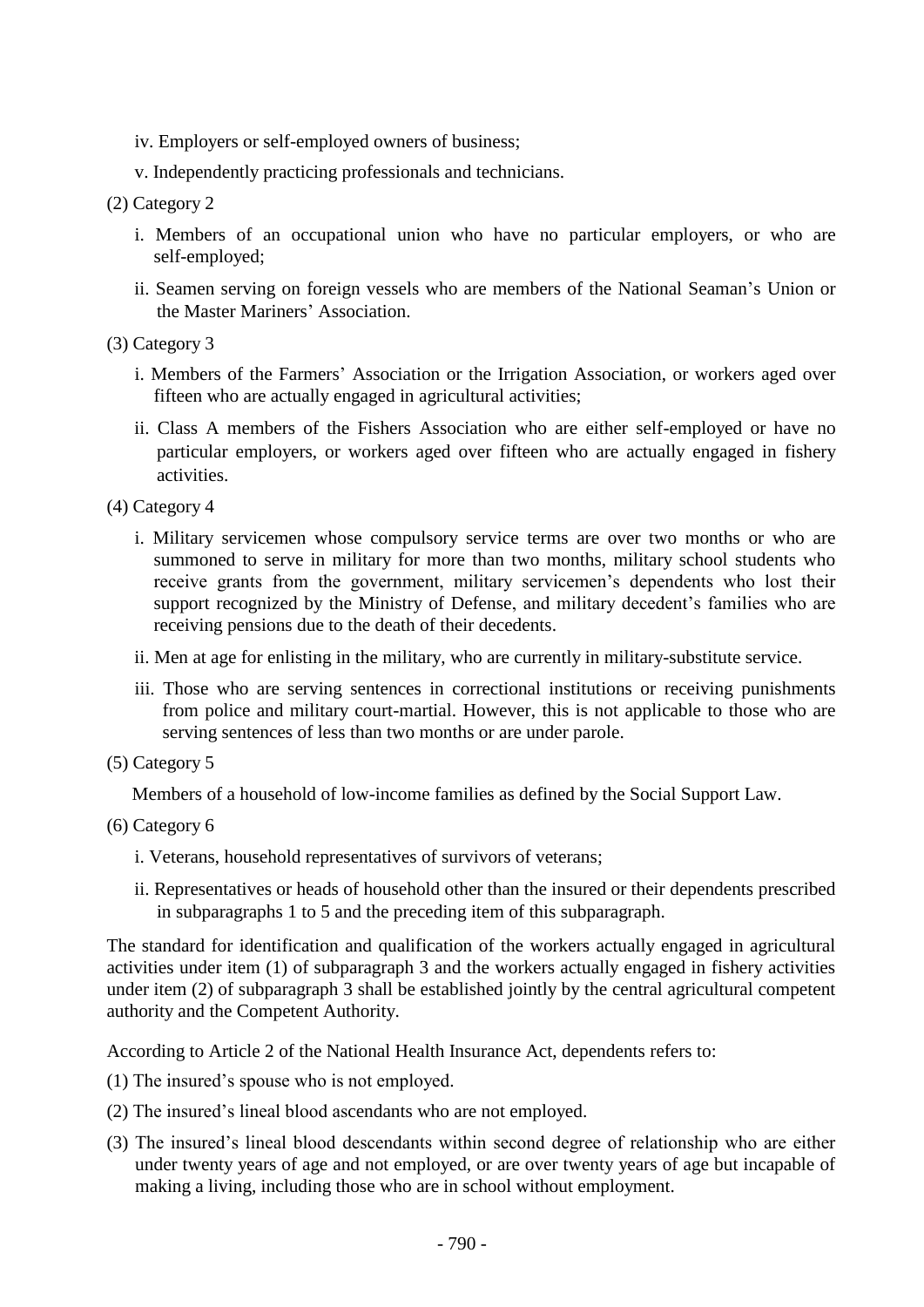iv. Employers or self-employed owners of business;

v. Independently practicing professionals and technicians.

(2) Category 2

i. Members of an occupational union who have no particular employers, or who are self-employed;

ii. Seamen serving on foreign vessels who are members of the National Seaman's Union or the Master Mariners' Association.

(3) Category 3

i. Members of the Farmers' Association or the Irrigation Association, or workers aged over fifteen who are actually engaged in agricultural activities;

ii. Class A members of the Fishers Association who are either self-employed or have no particular employers, or workers aged over fifteen who are actually engaged in fishery activities.

(4) Category 4

i. Military servicemen whose compulsory service terms are over two months or who are summoned to serve in military for more than two months, military school students who receive grants from the government, military servicemen's dependents who lost their support recognized by the Ministry of Defense, and military decedent's families who are receiving pensions due to the death of their decedents.

ii. Men at age for enlisting in the military, who are currently in military-substitute service.

iii. Those who are serving sentences in correctional institutions or receiving punishments from police and military court-martial. However, this is not applicable to those who are serving sentences of less than two months or are under parole.

(5) Category 5

Members of a household of low-income families as defined by the Social Support Law.

(6) Category 6

i. Veterans, household representatives of survivors of veterans;

ii. Representatives or heads of household other than the insured or their dependents prescribed in subparagraphs 1 to 5 and the preceding item of this subparagraph.

The standard for identification and qualification of the workers actually engaged in agricultural activities under item (1) of subparagraph 3 and the workers actually engaged in fishery activities under item (2) of subparagraph 3 shall be established jointly by the central agricultural competent authority and the Competent Authority.

According to Article 2 of the National Health Insurance Act, dependents refers to:

(1) The insured's spouse who is not employed.

(2) The insured's lineal blood ascendants who are not employed.

(3) The insured's lineal blood descendants within second degree of relationship who are either under twenty years of age and not employed, or are over twenty years of age but incapable of making a living, including those who are in school without employment.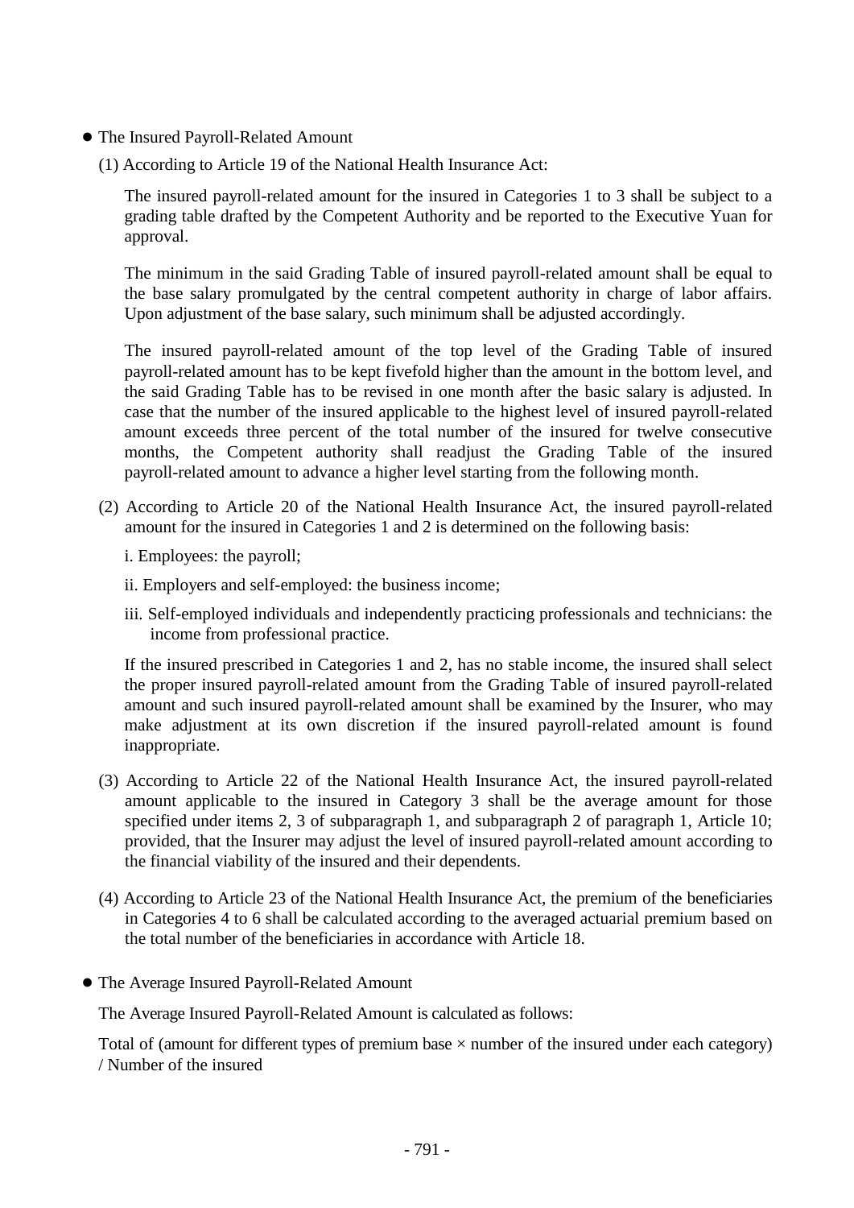- The Insured Payroll-Related Amount

(1) According to Article 19 of the National Health Insurance Act:

The insured payroll-related amount for the insured in Categories 1 to 3 shall be subject to a grading table drafted by the Competent Authority and be reported to the Executive Yuan for approval.

The minimum in the said Grading Table of insured payroll-related amount shall be equal to the base salary promulgated by the central competent authority in charge of labor affairs. Upon adjustment of the base salary, such minimum shall be adjusted accordingly.

The insured payroll-related amount of the top level of the Grading Table of insured payroll-related amount has to be kept fivefold higher than the amount in the bottom level, and the said Grading Table has to be revised in one month after the basic salary is adjusted. In case that the number of the insured applicable to the highest level of insured payroll-related amount exceeds three percent of the total number of the insured for twelve consecutive months, the Competent authority shall readjust the Grading Table of the insured payroll-related amount to advance a higher level starting from the following month.

(2) According to Article 20 of the National Health Insurance Act, the insured payroll-related amount for the insured in Categories 1 and 2 is determined on the following basis:

i. Employees: the payroll;

ii. Employers and self-employed: the business income;

iii. Self-employed individuals and independently practicing professionals and technicians: the income from professional practice.

If the insured prescribed in Categories 1 and 2, has no stable income, the insured shall select the proper insured payroll-related amount from the Grading Table of insured payroll-related amount and such insured payroll-related amount shall be examined by the Insurer, who may make adjustment at its own discretion if the insured payroll-related amount is found inappropriate.

(3) According to Article 22 of the National Health Insurance Act, the insured payroll-related amount applicable to the insured in Category 3 shall be the average amount for those specified under items 2, 3 of subparagraph 1, and subparagraph 2 of paragraph 1, Article 10; provided, that the Insurer may adjust the level of insured payroll-related amount according to the financial viability of the insured and their dependents.

(4) According to Article 23 of the National Health Insurance Act, the premium of the beneficiaries in Categories 4 to 6 shall be calculated according to the averaged actuarial premium based on the total number of the beneficiaries in accordance with Article 18.

- The Average Insured Payroll-Related Amount

The Average Insured Payroll-Related Amount is calculated as follows:

Total of (amount for different types of premium base × number of the insured under each category) / Number of the insured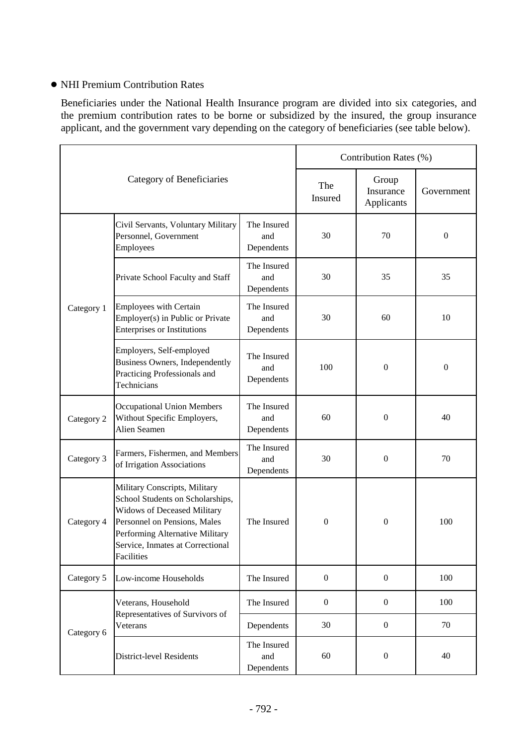- NHI Premium Contribution Rates

Beneficiaries under the National Health Insurance program are divided into six categories, and the premium contribution rates to be borne or subsidized by the insured, the group insurance applicant, and the government vary depending on the category of beneficiaries (see table below).

| Category of Beneficiaries | | | Contribution Rates (%) | | |
|---|---|---|---|---|---|
| | | | The Insured | Group Insurance Applicants | Government |
| Category 1 | Civil Servants, Voluntary Military Personnel, Government Employees | The Insured and Dependents | 30 | 70 | 0 |
| | Private School Faculty and Staff | The Insured and Dependents | 30 | 35 | 35 |
| | Employees with Certain Employer(s) in Public or Private Enterprises or Institutions | The Insured and Dependents | 30 | 60 | 10 |
| | Employers, Self-employed Business Owners, Independently Practicing Professionals and Technicians | The Insured and Dependents | 100 | 0 | 0 |
| Category 2 | Occupational Union Members Without Specific Employers, Alien Seamen | The Insured and Dependents | 60 | 0 | 40 |
| Category 3 | Farmers, Fishermen, and Members of Irrigation Associations | The Insured and Dependents | 30 | 0 | 70 |
| Category 4 | Military Conscripts, Military School Students on Scholarships, Widows of Deceased Military Personnel on Pensions, Males Performing Alternative Military Service, Inmates at Correctional Facilities | The Insured | 0 | 0 | 100 |
| Category 5 | Low-income Households | The Insured | 0 | 0 | 100 |
| Category 6 | Veterans, Household Representatives of Survivors of Veterans | The Insured | 0 | 0 | 100 |
| | | Dependents | 30 | 0 | 70 |
| | District-level Residents | The Insured and Dependents | 60 | 0 | 40 |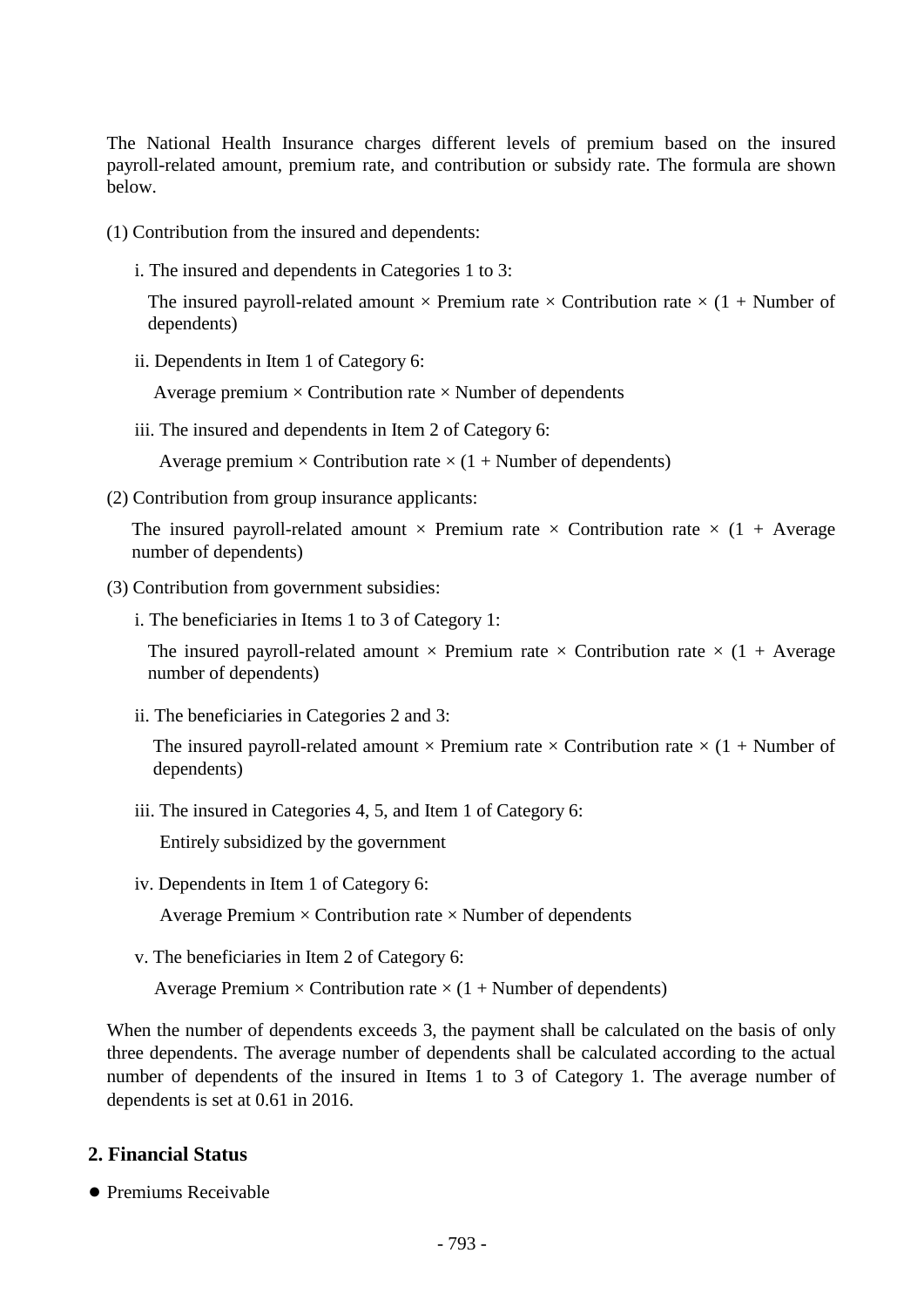The National Health Insurance charges different levels of premium based on the insured payroll-related amount, premium rate, and contribution or subsidy rate. The formula are shown below.

(1) Contribution from the insured and dependents:

i. The insured and dependents in Categories 1 to 3:

The insured payroll-related amount × Premium rate × Contribution rate × (1 + Number of dependents)

ii. Dependents in Item 1 of Category 6:

Average premium × Contribution rate × Number of dependents

iii. The insured and dependents in Item 2 of Category 6:

Average premium × Contribution rate × (1 + Number of dependents)

(2) Contribution from group insurance applicants:

The insured payroll-related amount × Premium rate × Contribution rate × (1 + Average number of dependents)

(3) Contribution from government subsidies:

i. The beneficiaries in Items 1 to 3 of Category 1:

The insured payroll-related amount × Premium rate × Contribution rate × (1 + Average number of dependents)

ii. The beneficiaries in Categories 2 and 3:

The insured payroll-related amount × Premium rate × Contribution rate × (1 + Number of dependents)

iii. The insured in Categories 4, 5, and Item 1 of Category 6:

Entirely subsidized by the government

iv. Dependents in Item 1 of Category 6:

Average Premium × Contribution rate × Number of dependents

v. The beneficiaries in Item 2 of Category 6:

Average Premium × Contribution rate × (1 + Number of dependents)

When the number of dependents exceeds 3, the payment shall be calculated on the basis of only three dependents. The average number of dependents shall be calculated according to the actual number of dependents of the insured in Items 1 to 3 of Category 1. The average number of dependents is set at 0.61 in 2016.

## 2. Financial Status

- Premiums Receivable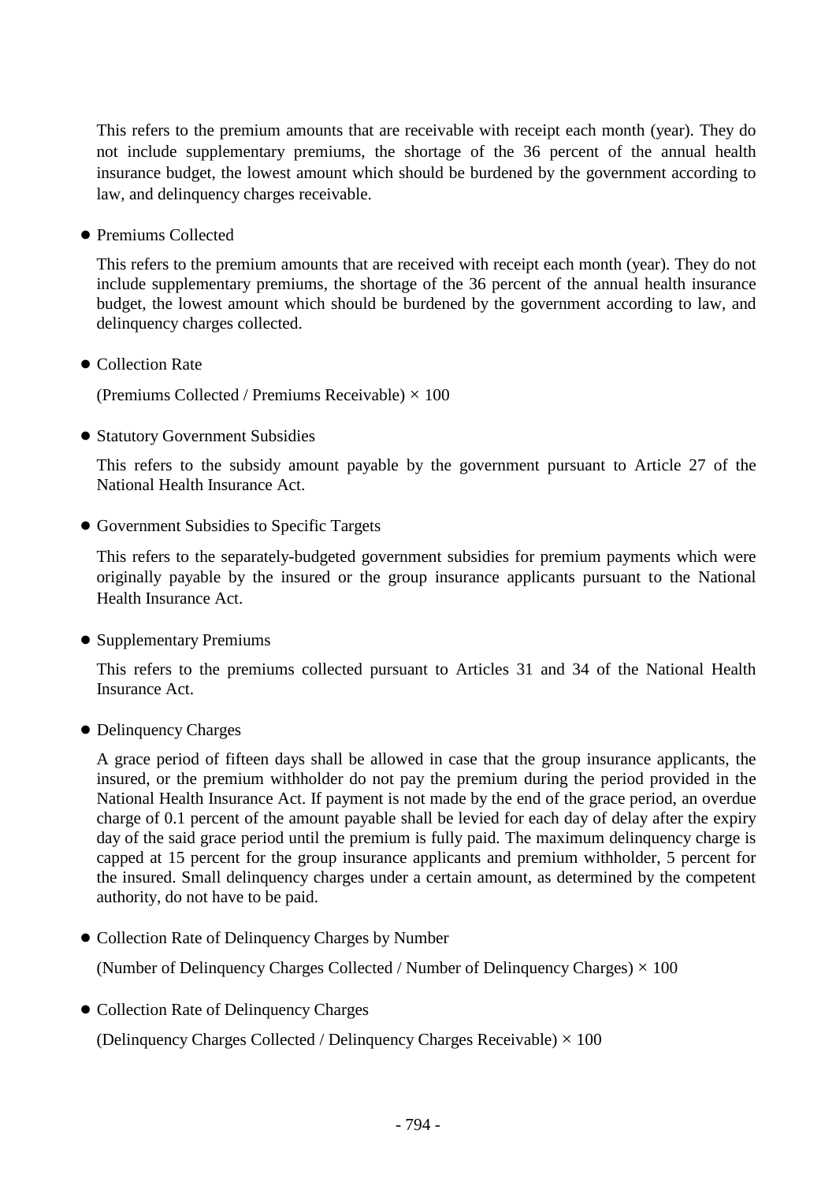This refers to the premium amounts that are receivable with receipt each month (year). They do not include supplementary premiums, the shortage of the 36 percent of the annual health insurance budget, the lowest amount which should be burdened by the government according to law, and delinquency charges receivable.

- Premiums Collected

  This refers to the premium amounts that are received with receipt each month (year). They do not include supplementary premiums, the shortage of the 36 percent of the annual health insurance budget, the lowest amount which should be burdened by the government according to law, and delinquency charges collected.

- Collection Rate

  (Premiums Collected / Premiums Receivable) × 100

- Statutory Government Subsidies

  This refers to the subsidy amount payable by the government pursuant to Article 27 of the National Health Insurance Act.

- Government Subsidies to Specific Targets

  This refers to the separately-budgeted government subsidies for premium payments which were originally payable by the insured or the group insurance applicants pursuant to the National Health Insurance Act.

- Supplementary Premiums

  This refers to the premiums collected pursuant to Articles 31 and 34 of the National Health Insurance Act.

- Delinquency Charges

  A grace period of fifteen days shall be allowed in case that the group insurance applicants, the insured, or the premium withholder do not pay the premium during the period provided in the National Health Insurance Act. If payment is not made by the end of the grace period, an overdue charge of 0.1 percent of the amount payable shall be levied for each day of delay after the expiry day of the said grace period until the premium is fully paid. The maximum delinquency charge is capped at 15 percent for the group insurance applicants and premium withholder, 5 percent for the insured. Small delinquency charges under a certain amount, as determined by the competent authority, do not have to be paid.

- Collection Rate of Delinquency Charges by Number

  (Number of Delinquency Charges Collected / Number of Delinquency Charges) × 100

- Collection Rate of Delinquency Charges

  (Delinquency Charges Collected / Delinquency Charges Receivable) × 100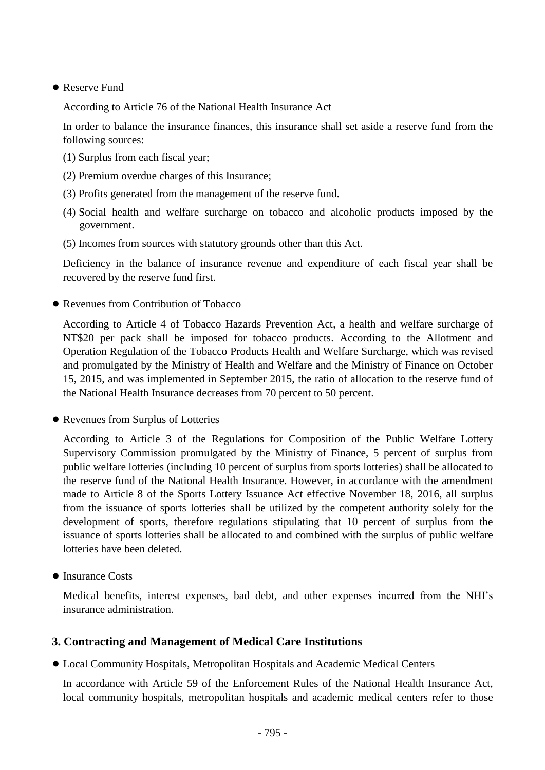- Reserve Fund

According to Article 76 of the National Health Insurance Act

In order to balance the insurance finances, this insurance shall set aside a reserve fund from the following sources:

(1) Surplus from each fiscal year;

(2) Premium overdue charges of this Insurance;

(3) Profits generated from the management of the reserve fund.

(4) Social health and welfare surcharge on tobacco and alcoholic products imposed by the government.

(5) Incomes from sources with statutory grounds other than this Act.

Deficiency in the balance of insurance revenue and expenditure of each fiscal year shall be recovered by the reserve fund first.

- Revenues from Contribution of Tobacco

According to Article 4 of Tobacco Hazards Prevention Act, a health and welfare surcharge of NT$20 per pack shall be imposed for tobacco products. According to the Allotment and Operation Regulation of the Tobacco Products Health and Welfare Surcharge, which was revised and promulgated by the Ministry of Health and Welfare and the Ministry of Finance on October 15, 2015, and was implemented in September 2015, the ratio of allocation to the reserve fund of the National Health Insurance decreases from 70 percent to 50 percent.

- Revenues from Surplus of Lotteries

According to Article 3 of the Regulations for Composition of the Public Welfare Lottery Supervisory Commission promulgated by the Ministry of Finance, 5 percent of surplus from public welfare lotteries (including 10 percent of surplus from sports lotteries) shall be allocated to the reserve fund of the National Health Insurance. However, in accordance with the amendment made to Article 8 of the Sports Lottery Issuance Act effective November 18, 2016, all surplus from the issuance of sports lotteries shall be utilized by the competent authority solely for the development of sports, therefore regulations stipulating that 10 percent of surplus from the issuance of sports lotteries shall be allocated to and combined with the surplus of public welfare lotteries have been deleted.

- Insurance Costs

Medical benefits, interest expenses, bad debt, and other expenses incurred from the NHI's insurance administration.

### 3. Contracting and Management of Medical Care Institutions

- Local Community Hospitals, Metropolitan Hospitals and Academic Medical Centers

In accordance with Article 59 of the Enforcement Rules of the National Health Insurance Act, local community hospitals, metropolitan hospitals and academic medical centers refer to those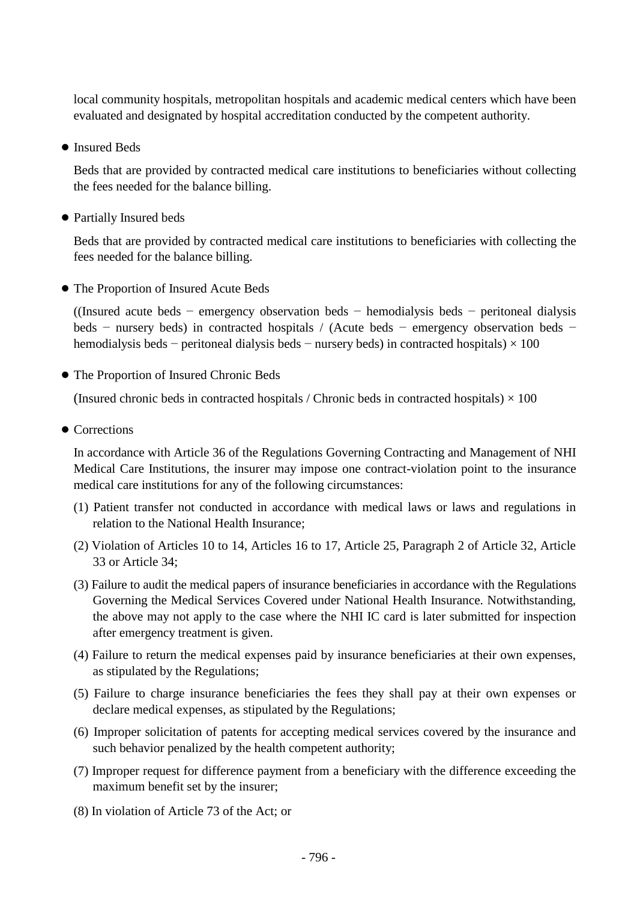local community hospitals, metropolitan hospitals and academic medical centers which have been evaluated and designated by hospital accreditation conducted by the competent authority.

- Insured Beds

  Beds that are provided by contracted medical care institutions to beneficiaries without collecting the fees needed for the balance billing.

- Partially Insured beds

  Beds that are provided by contracted medical care institutions to beneficiaries with collecting the fees needed for the balance billing.

- The Proportion of Insured Acute Beds

  ((Insured acute beds − emergency observation beds − hemodialysis beds − peritoneal dialysis beds − nursery beds) in contracted hospitals / (Acute beds − emergency observation beds − hemodialysis beds − peritoneal dialysis beds − nursery beds) in contracted hospitals) × 100

- The Proportion of Insured Chronic Beds

  (Insured chronic beds in contracted hospitals / Chronic beds in contracted hospitals) × 100

- Corrections

  In accordance with Article 36 of the Regulations Governing Contracting and Management of NHI Medical Care Institutions, the insurer may impose one contract-violation point to the insurance medical care institutions for any of the following circumstances:

  (1) Patient transfer not conducted in accordance with medical laws or laws and regulations in relation to the National Health Insurance;

  (2) Violation of Articles 10 to 14, Articles 16 to 17, Article 25, Paragraph 2 of Article 32, Article 33 or Article 34;

  (3) Failure to audit the medical papers of insurance beneficiaries in accordance with the Regulations Governing the Medical Services Covered under National Health Insurance. Notwithstanding, the above may not apply to the case where the NHI IC card is later submitted for inspection after emergency treatment is given.

  (4) Failure to return the medical expenses paid by insurance beneficiaries at their own expenses, as stipulated by the Regulations;

  (5) Failure to charge insurance beneficiaries the fees they shall pay at their own expenses or declare medical expenses, as stipulated by the Regulations;

  (6) Improper solicitation of patents for accepting medical services covered by the insurance and such behavior penalized by the health competent authority;

  (7) Improper request for difference payment from a beneficiary with the difference exceeding the maximum benefit set by the insurer;

  (8) In violation of Article 73 of the Act; or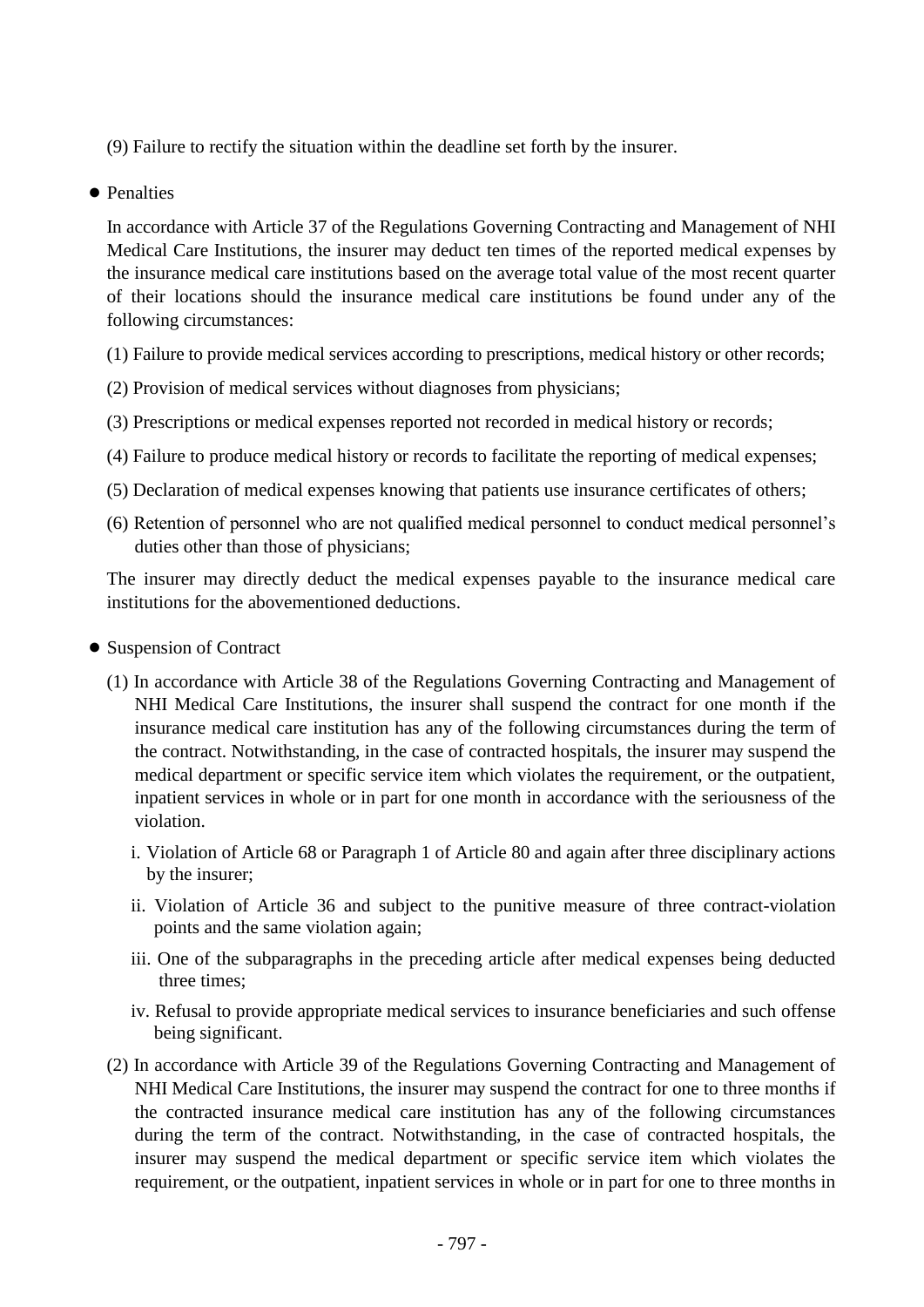(9) Failure to rectify the situation within the deadline set forth by the insurer.

- Penalties

  In accordance with Article 37 of the Regulations Governing Contracting and Management of NHI Medical Care Institutions, the insurer may deduct ten times of the reported medical expenses by the insurance medical care institutions based on the average total value of the most recent quarter of their locations should the insurance medical care institutions be found under any of the following circumstances:

  (1) Failure to provide medical services according to prescriptions, medical history or other records;

  (2) Provision of medical services without diagnoses from physicians;

  (3) Prescriptions or medical expenses reported not recorded in medical history or records;

  (4) Failure to produce medical history or records to facilitate the reporting of medical expenses;

  (5) Declaration of medical expenses knowing that patients use insurance certificates of others;

  (6) Retention of personnel who are not qualified medical personnel to conduct medical personnel's duties other than those of physicians;

  The insurer may directly deduct the medical expenses payable to the insurance medical care institutions for the abovementioned deductions.

- Suspension of Contract

  (1) In accordance with Article 38 of the Regulations Governing Contracting and Management of NHI Medical Care Institutions, the insurer shall suspend the contract for one month if the insurance medical care institution has any of the following circumstances during the term of the contract. Notwithstanding, in the case of contracted hospitals, the insurer may suspend the medical department or specific service item which violates the requirement, or the outpatient, inpatient services in whole or in part for one month in accordance with the seriousness of the violation.

     i. Violation of Article 68 or Paragraph 1 of Article 80 and again after three disciplinary actions by the insurer;

     ii. Violation of Article 36 and subject to the punitive measure of three contract-violation points and the same violation again;

     iii. One of the subparagraphs in the preceding article after medical expenses being deducted three times;

     iv. Refusal to provide appropriate medical services to insurance beneficiaries and such offense being significant.

  (2) In accordance with Article 39 of the Regulations Governing Contracting and Management of NHI Medical Care Institutions, the insurer may suspend the contract for one to three months if the contracted insurance medical care institution has any of the following circumstances during the term of the contract. Notwithstanding, in the case of contracted hospitals, the insurer may suspend the medical department or specific service item which violates the requirement, or the outpatient, inpatient services in whole or in part for one to three months in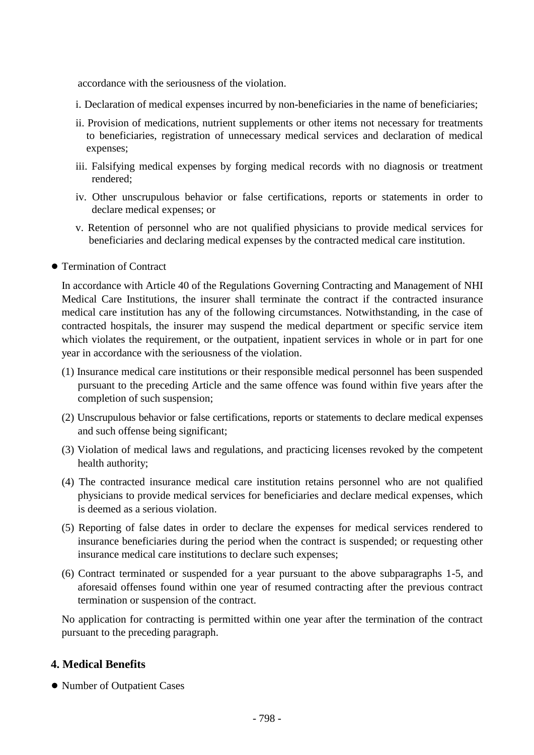accordance with the seriousness of the violation.

i. Declaration of medical expenses incurred by non-beneficiaries in the name of beneficiaries;

ii. Provision of medications, nutrient supplements or other items not necessary for treatments to beneficiaries, registration of unnecessary medical services and declaration of medical expenses;

iii. Falsifying medical expenses by forging medical records with no diagnosis or treatment rendered;

iv. Other unscrupulous behavior or false certifications, reports or statements in order to declare medical expenses; or

v. Retention of personnel who are not qualified physicians to provide medical services for beneficiaries and declaring medical expenses by the contracted medical care institution.

- Termination of Contract

In accordance with Article 40 of the Regulations Governing Contracting and Management of NHI Medical Care Institutions, the insurer shall terminate the contract if the contracted insurance medical care institution has any of the following circumstances. Notwithstanding, in the case of contracted hospitals, the insurer may suspend the medical department or specific service item which violates the requirement, or the outpatient, inpatient services in whole or in part for one year in accordance with the seriousness of the violation.

(1) Insurance medical care institutions or their responsible medical personnel has been suspended pursuant to the preceding Article and the same offence was found within five years after the completion of such suspension;

(2) Unscrupulous behavior or false certifications, reports or statements to declare medical expenses and such offense being significant;

(3) Violation of medical laws and regulations, and practicing licenses revoked by the competent health authority;

(4) The contracted insurance medical care institution retains personnel who are not qualified physicians to provide medical services for beneficiaries and declare medical expenses, which is deemed as a serious violation.

(5) Reporting of false dates in order to declare the expenses for medical services rendered to insurance beneficiaries during the period when the contract is suspended; or requesting other insurance medical care institutions to declare such expenses;

(6) Contract terminated or suspended for a year pursuant to the above subparagraphs 1-5, and aforesaid offenses found within one year of resumed contracting after the previous contract termination or suspension of the contract.

No application for contracting is permitted within one year after the termination of the contract pursuant to the preceding paragraph.

## 4. Medical Benefits

- Number of Outpatient Cases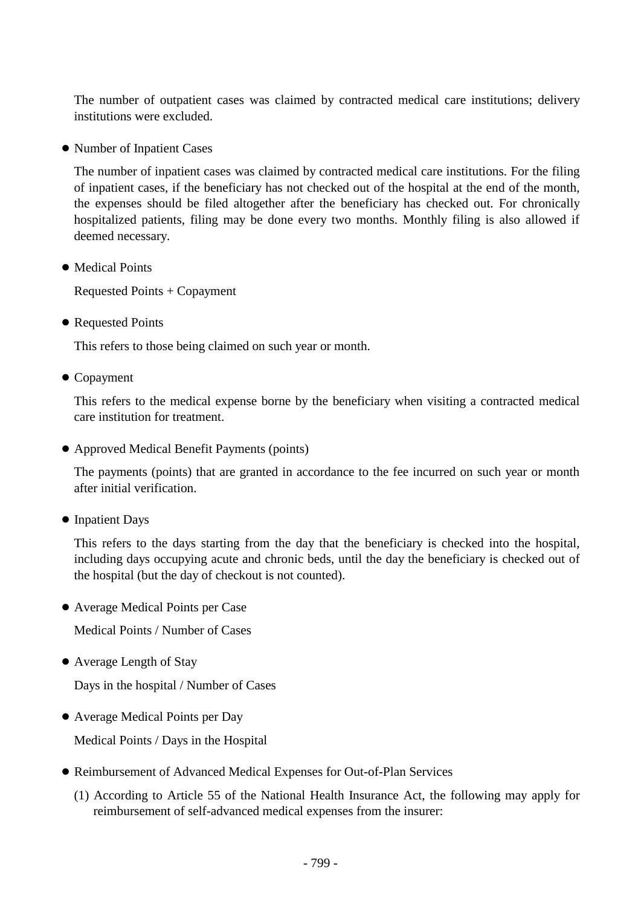The number of outpatient cases was claimed by contracted medical care institutions; delivery institutions were excluded.

- Number of Inpatient Cases

  The number of inpatient cases was claimed by contracted medical care institutions. For the filing of inpatient cases, if the beneficiary has not checked out of the hospital at the end of the month, the expenses should be filed altogether after the beneficiary has checked out. For chronically hospitalized patients, filing may be done every two months. Monthly filing is also allowed if deemed necessary.

- Medical Points

  Requested Points + Copayment

- Requested Points

  This refers to those being claimed on such year or month.

- Copayment

  This refers to the medical expense borne by the beneficiary when visiting a contracted medical care institution for treatment.

- Approved Medical Benefit Payments (points)

  The payments (points) that are granted in accordance to the fee incurred on such year or month after initial verification.

- Inpatient Days

  This refers to the days starting from the day that the beneficiary is checked into the hospital, including days occupying acute and chronic beds, until the day the beneficiary is checked out of the hospital (but the day of checkout is not counted).

- Average Medical Points per Case

  Medical Points / Number of Cases

- Average Length of Stay

  Days in the hospital / Number of Cases

- Average Medical Points per Day

  Medical Points / Days in the Hospital

- Reimbursement of Advanced Medical Expenses for Out-of-Plan Services

  (1) According to Article 55 of the National Health Insurance Act, the following may apply for reimbursement of self-advanced medical expenses from the insurer: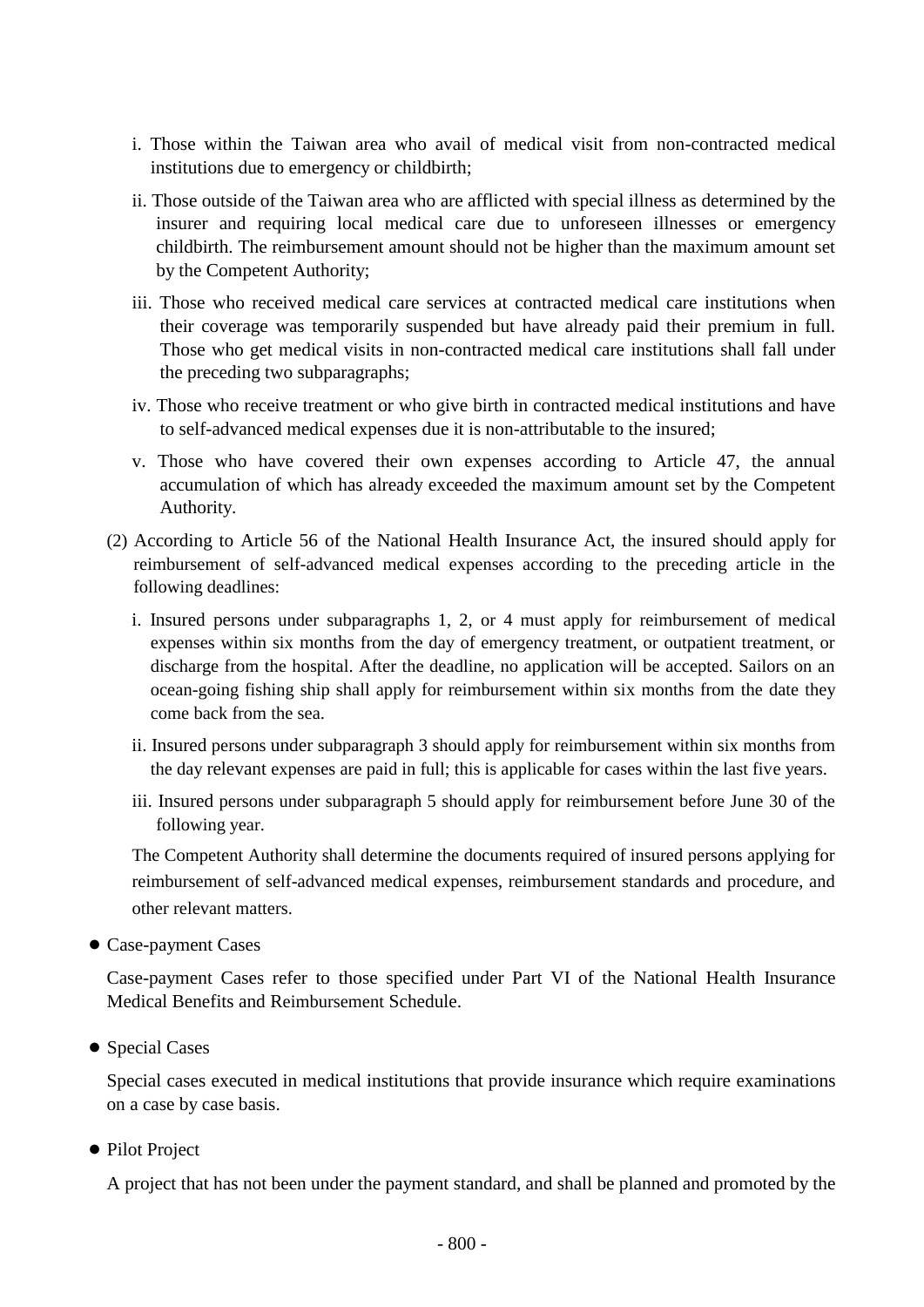i. Those within the Taiwan area who avail of medical visit from non-contracted medical institutions due to emergency or childbirth;

ii. Those outside of the Taiwan area who are afflicted with special illness as determined by the insurer and requiring local medical care due to unforeseen illnesses or emergency childbirth. The reimbursement amount should not be higher than the maximum amount set by the Competent Authority;

iii. Those who received medical care services at contracted medical care institutions when their coverage was temporarily suspended but have already paid their premium in full. Those who get medical visits in non-contracted medical care institutions shall fall under the preceding two subparagraphs;

iv. Those who receive treatment or who give birth in contracted medical institutions and have to self-advanced medical expenses due it is non-attributable to the insured;

v. Those who have covered their own expenses according to Article 47, the annual accumulation of which has already exceeded the maximum amount set by the Competent Authority.

(2) According to Article 56 of the National Health Insurance Act, the insured should apply for reimbursement of self-advanced medical expenses according to the preceding article in the following deadlines:

i. Insured persons under subparagraphs 1, 2, or 4 must apply for reimbursement of medical expenses within six months from the day of emergency treatment, or outpatient treatment, or discharge from the hospital. After the deadline, no application will be accepted. Sailors on an ocean-going fishing ship shall apply for reimbursement within six months from the date they come back from the sea.

ii. Insured persons under subparagraph 3 should apply for reimbursement within six months from the day relevant expenses are paid in full; this is applicable for cases within the last five years.

iii. Insured persons under subparagraph 5 should apply for reimbursement before June 30 of the following year.

The Competent Authority shall determine the documents required of insured persons applying for reimbursement of self-advanced medical expenses, reimbursement standards and procedure, and other relevant matters.

- Case-payment Cases

Case-payment Cases refer to those specified under Part VI of the National Health Insurance Medical Benefits and Reimbursement Schedule.

- Special Cases

Special cases executed in medical institutions that provide insurance which require examinations on a case by case basis.

- Pilot Project

A project that has not been under the payment standard, and shall be planned and promoted by the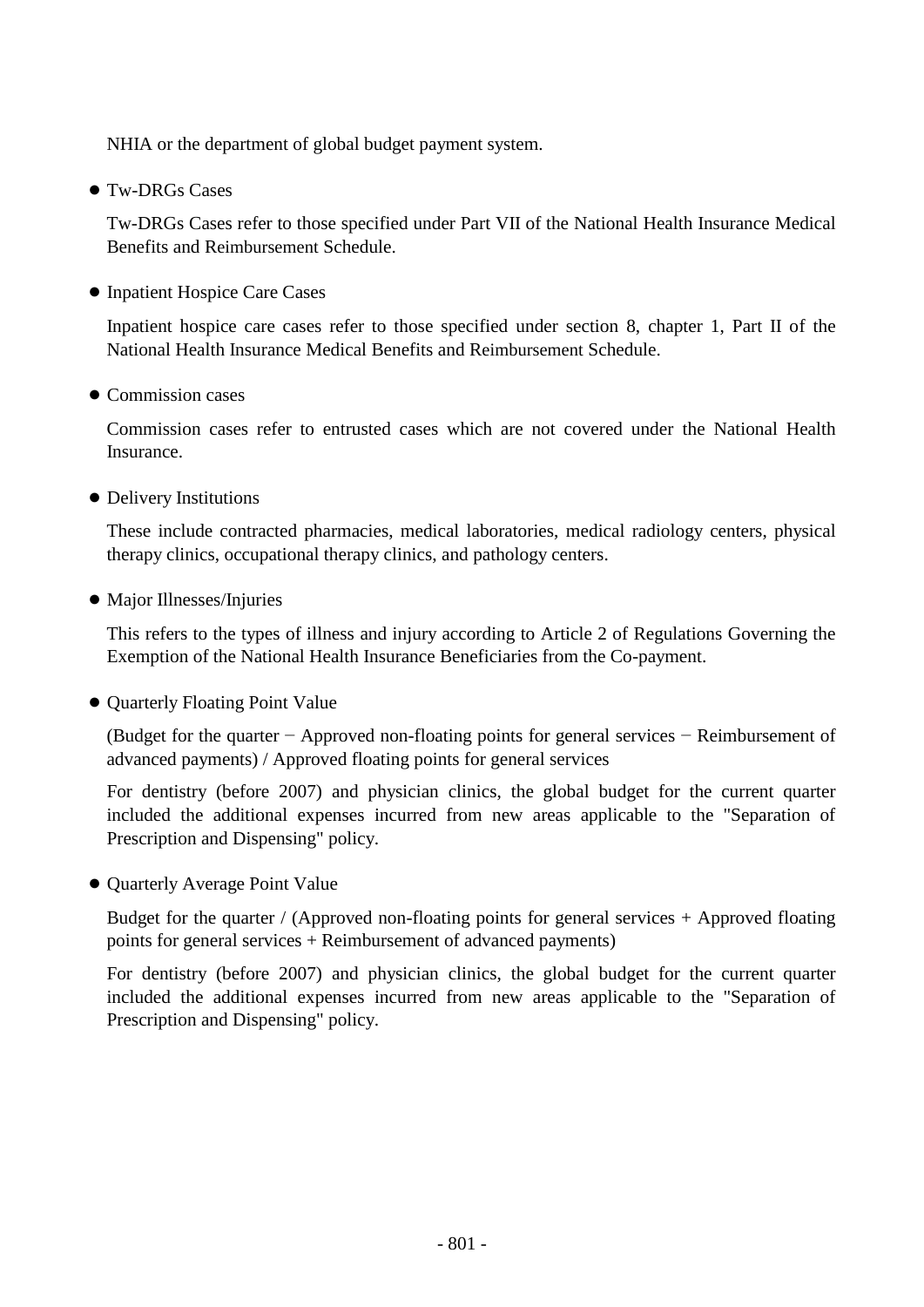NHIA or the department of global budget payment system.

- Tw-DRGs Cases

  Tw-DRGs Cases refer to those specified under Part VII of the National Health Insurance Medical Benefits and Reimbursement Schedule.

- Inpatient Hospice Care Cases

  Inpatient hospice care cases refer to those specified under section 8, chapter 1, Part II of the National Health Insurance Medical Benefits and Reimbursement Schedule.

- Commission cases

  Commission cases refer to entrusted cases which are not covered under the National Health Insurance.

- Delivery Institutions

  These include contracted pharmacies, medical laboratories, medical radiology centers, physical therapy clinics, occupational therapy clinics, and pathology centers.

- Major Illnesses/Injuries

  This refers to the types of illness and injury according to Article 2 of Regulations Governing the Exemption of the National Health Insurance Beneficiaries from the Co-payment.

- Quarterly Floating Point Value

  (Budget for the quarter − Approved non-floating points for general services − Reimbursement of advanced payments) / Approved floating points for general services

  For dentistry (before 2007) and physician clinics, the global budget for the current quarter included the additional expenses incurred from new areas applicable to the "Separation of Prescription and Dispensing" policy.

- Quarterly Average Point Value

  Budget for the quarter / (Approved non-floating points for general services + Approved floating points for general services + Reimbursement of advanced payments)

  For dentistry (before 2007) and physician clinics, the global budget for the current quarter included the additional expenses incurred from new areas applicable to the "Separation of Prescription and Dispensing" policy.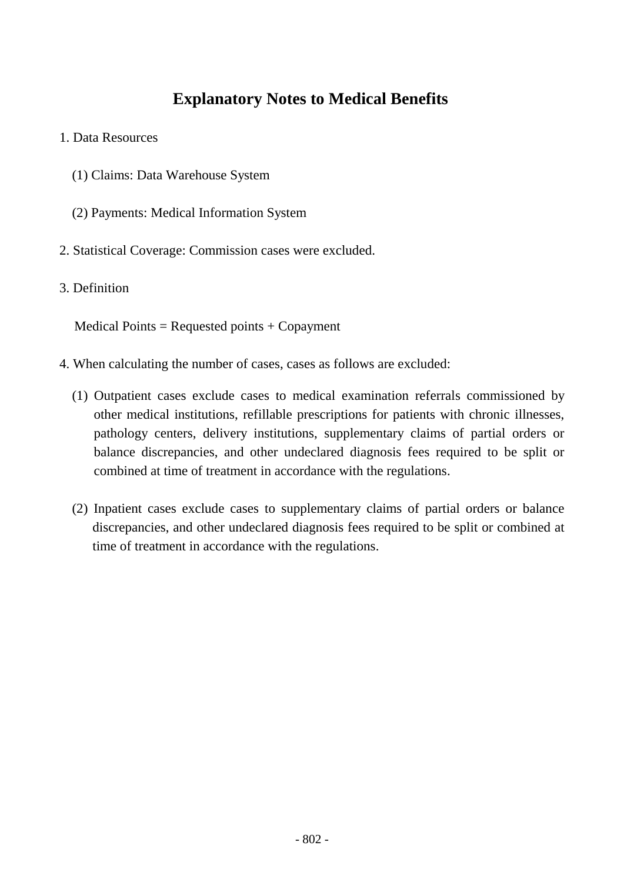# Explanatory Notes to Medical Benefits

1. Data Resources

   (1) Claims: Data Warehouse System

   (2) Payments: Medical Information System

2. Statistical Coverage: Commission cases were excluded.

3. Definition

   Medical Points = Requested points + Copayment

4. When calculating the number of cases, cases as follows are excluded:

   (1) Outpatient cases exclude cases to medical examination referrals commissioned by other medical institutions, refillable prescriptions for patients with chronic illnesses, pathology centers, delivery institutions, supplementary claims of partial orders or balance discrepancies, and other undeclared diagnosis fees required to be split or combined at time of treatment in accordance with the regulations.

   (2) Inpatient cases exclude cases to supplementary claims of partial orders or balance discrepancies, and other undeclared diagnosis fees required to be split or combined at time of treatment in accordance with the regulations.